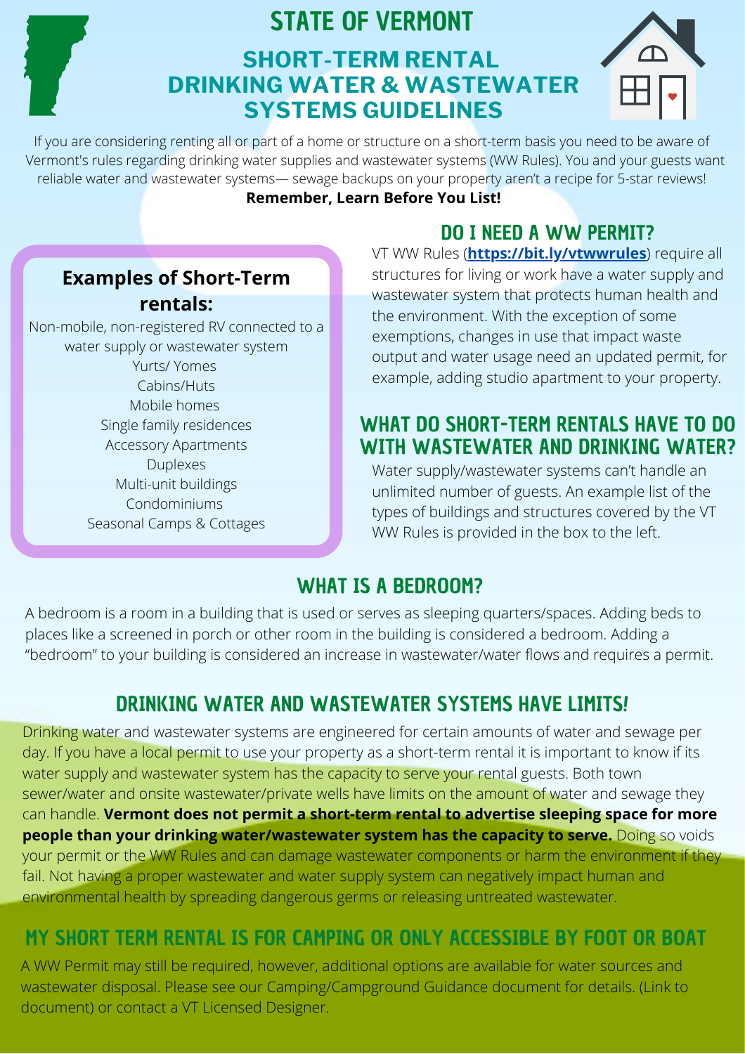# STATE OF VERMONT

## SHORT-TERM RENTAL DRINKING WATER & WASTEWATER SYSTEMS GUIDELINES

If you are considering renting all or part of a home or structure on a short-term basis you need to be aware of Vermont's rules regarding drinking water supplies and wastewater systems (WW Rules). You and your guests want reliable water and wastewater systems— sewage backups on your property aren't a recipe for 5-star reviews!

**Remember, Learn Before You List!**

### Examples of Short-Term rentals:

Non-mobile, non-registered RV connected to a water supply or wastewater system
Yurts/ Yomes
Cabins/Huts
Mobile homes
Single family residences
Accessory Apartments
Duplexes
Multi-unit buildings
Condominiums
Seasonal Camps & Cottages

## DO I NEED A WW PERMIT?

VT WW Rules (**https://bit.ly/vtwwrules**) require all structures for living or work have a water supply and wastewater system that protects human health and the environment. With the exception of some exemptions, changes in use that impact waste output and water usage need an updated permit, for example, adding studio apartment to your property.

## WHAT DO SHORT-TERM RENTALS HAVE TO DO WITH WASTEWATER AND DRINKING WATER?

Water supply/wastewater systems can't handle an unlimited number of guests. An example list of the types of buildings and structures covered by the VT WW Rules is provided in the box to the left.

## WHAT IS A BEDROOM?

A bedroom is a room in a building that is used or serves as sleeping quarters/spaces. Adding beds to places like a screened in porch or other room in the building is considered a bedroom. Adding a "bedroom" to your building is considered an increase in wastewater/water flows and requires a permit.

## DRINKING WATER AND WASTEWATER SYSTEMS HAVE LIMITS!

Drinking water and wastewater systems are engineered for certain amounts of water and sewage per day. If you have a local permit to use your property as a short-term rental it is important to know if its water supply and wastewater system has the capacity to serve your rental guests. Both town sewer/water and onsite wastewater/private wells have limits on the amount of water and sewage they can handle. **Vermont does not permit a short-term rental to advertise sleeping space for more people than your drinking water/wastewater system has the capacity to serve.** Doing so voids your permit or the WW Rules and can damage wastewater components or harm the environment if they fail. Not having a proper wastewater and water supply system can negatively impact human and environmental health by spreading dangerous germs or releasing untreated wastewater.

## MY SHORT TERM RENTAL IS FOR CAMPING OR ONLY ACCESSIBLE BY FOOT OR BOAT

A WW Permit may still be required, however, additional options are available for water sources and wastewater disposal. Please see our Camping/Campground Guidance document for details. (Link to document) or contact a VT Licensed Designer.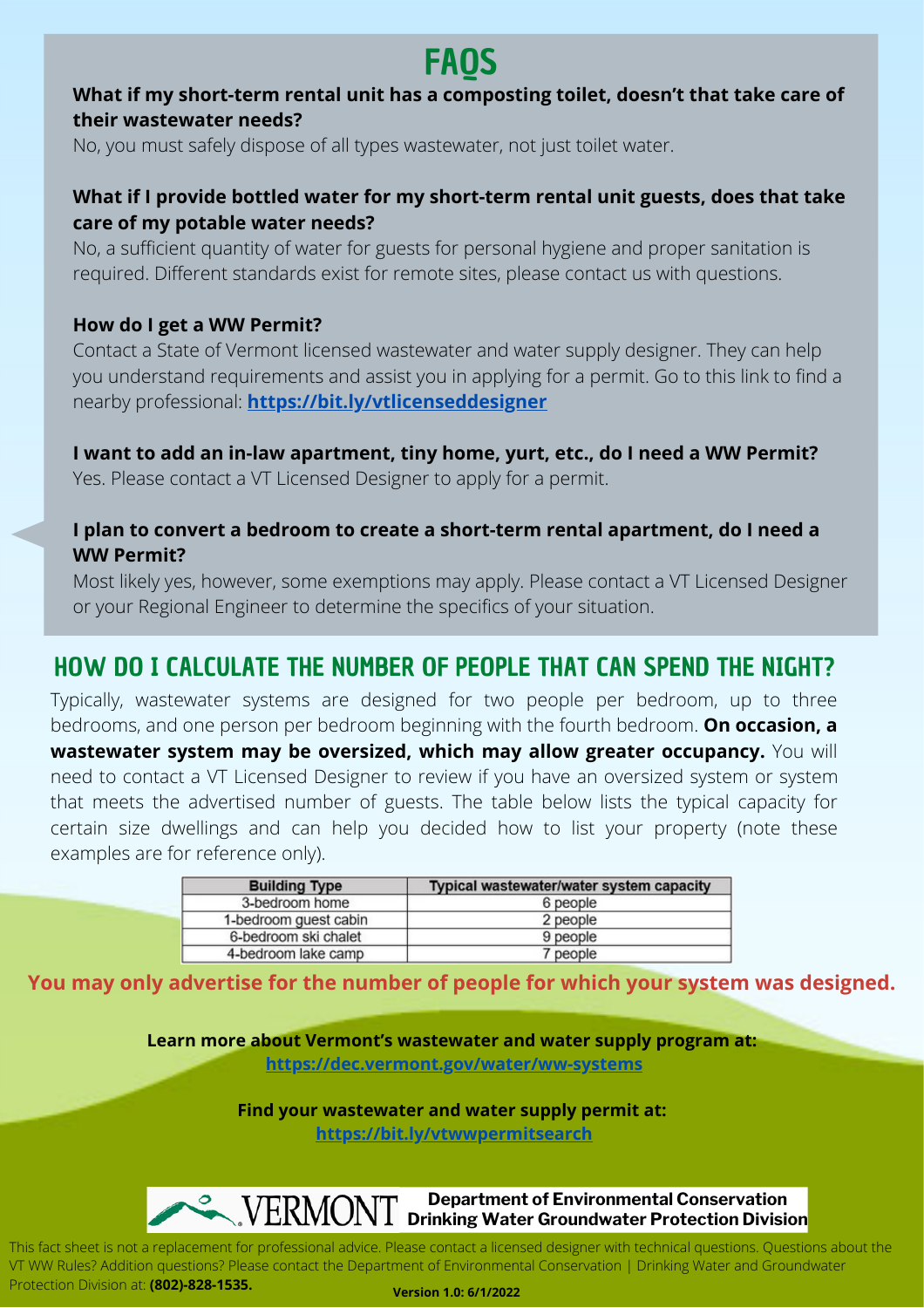## FAQS

**What if my short-term rental unit has a composting toilet, doesn't that take care of their wastewater needs?**

No, you must safely dispose of all types wastewater, not just toilet water.

**What if I provide bottled water for my short-term rental unit guests, does that take care of my potable water needs?**

No, a sufficient quantity of water for guests for personal hygiene and proper sanitation is required. Different standards exist for remote sites, please contact us with questions.

**How do I get a WW Permit?**

Contact a State of Vermont licensed wastewater and water supply designer. They can help you understand requirements and assist you in applying for a permit. Go to this link to find a nearby professional: **https://bit.ly/vtlicenseddesigner**

**I want to add an in-law apartment, tiny home, yurt, etc., do I need a WW Permit?**

Yes. Please contact a VT Licensed Designer to apply for a permit.

**I plan to convert a bedroom to create a short-term rental apartment, do I need a WW Permit?**

Most likely yes, however, some exemptions may apply. Please contact a VT Licensed Designer or your Regional Engineer to determine the specifics of your situation.

## HOW DO I CALCULATE THE NUMBER OF PEOPLE THAT CAN SPEND THE NIGHT?

Typically, wastewater systems are designed for two people per bedroom, up to three bedrooms, and one person per bedroom beginning with the fourth bedroom. **On occasion, a wastewater system may be oversized, which may allow greater occupancy.** You will need to contact a VT Licensed Designer to review if you have an oversized system or system that meets the advertised number of guests. The table below lists the typical capacity for certain size dwellings and can help you decided how to list your property (note these examples are for reference only).

| Building Type | Typical wastewater/water system capacity |
|---|---|
| 3-bedroom home | 6 people |
| 1-bedroom guest cabin | 2 people |
| 6-bedroom ski chalet | 9 people |
| 4-bedroom lake camp | 7 people |

**You may only advertise for the number of people for which your system was designed.**

**Learn more about Vermont's wastewater and water supply program at:**
**https://dec.vermont.gov/water/ww-systems**

**Find your wastewater and water supply permit at:**
**https://bit.ly/vtwwpermitsearch**

VERMONT **Department of Environmental Conservation Drinking Water Groundwater Protection Division**

This fact sheet is not a replacement for professional advice. Please contact a licensed designer with technical questions. Questions about the VT WW Rules? Addition questions? Please contact the Department of Environmental Conservation | Drinking Water and Groundwater Protection Division at: **(802)-828-1535.**

**Version 1.0: 6/1/2022**